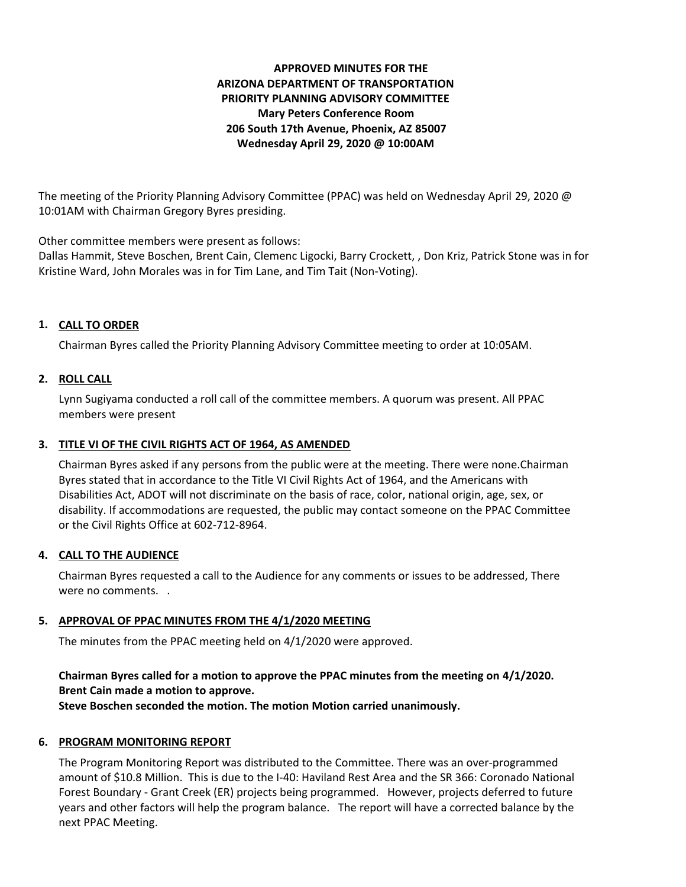**APPROVED MINUTES FOR THE**
**ARIZONA DEPARTMENT OF TRANSPORTATION**
**PRIORITY PLANNING ADVISORY COMMITTEE**
**Mary Peters Conference Room**
**206 South 17th Avenue, Phoenix, AZ 85007**
**Wednesday April 29, 2020 @ 10:00AM**

The meeting of the Priority Planning Advisory Committee (PPAC) was held on Wednesday April 29, 2020 @ 10:01AM with Chairman Gregory Byres presiding.

Other committee members were present as follows:
Dallas Hammit, Steve Boschen, Brent Cain, Clemenc Ligocki, Barry Crockett, , Don Kriz, Patrick Stone was in for Kristine Ward, John Morales was in for Tim Lane, and Tim Tait (Non-Voting).

## 1. CALL TO ORDER

Chairman Byres called the Priority Planning Advisory Committee meeting to order at 10:05AM.

## 2. ROLL CALL

Lynn Sugiyama conducted a roll call of the committee members. A quorum was present. All PPAC members were present

## 3. TITLE VI OF THE CIVIL RIGHTS ACT OF 1964, AS AMENDED

Chairman Byres asked if any persons from the public were at the meeting. There were none.Chairman Byres stated that in accordance to the Title VI Civil Rights Act of 1964, and the Americans with Disabilities Act, ADOT will not discriminate on the basis of race, color, national origin, age, sex, or disability. If accommodations are requested, the public may contact someone on the PPAC Committee or the Civil Rights Office at 602-712-8964.

## 4. CALL TO THE AUDIENCE

Chairman Byres requested a call to the Audience for any comments or issues to be addressed, There were no comments. .

## 5. APPROVAL OF PPAC MINUTES FROM THE 4/1/2020 MEETING

The minutes from the PPAC meeting held on 4/1/2020 were approved.

**Chairman Byres called for a motion to approve the PPAC minutes from the meeting on 4/1/2020.**
**Brent Cain made a motion to approve.**
**Steve Boschen seconded the motion. The motion Motion carried unanimously.**

## 6. PROGRAM MONITORING REPORT

The Program Monitoring Report was distributed to the Committee. There was an over-programmed amount of $10.8 Million. This is due to the I-40: Haviland Rest Area and the SR 366: Coronado National Forest Boundary - Grant Creek (ER) projects being programmed. However, projects deferred to future years and other factors will help the program balance. The report will have a corrected balance by the next PPAC Meeting.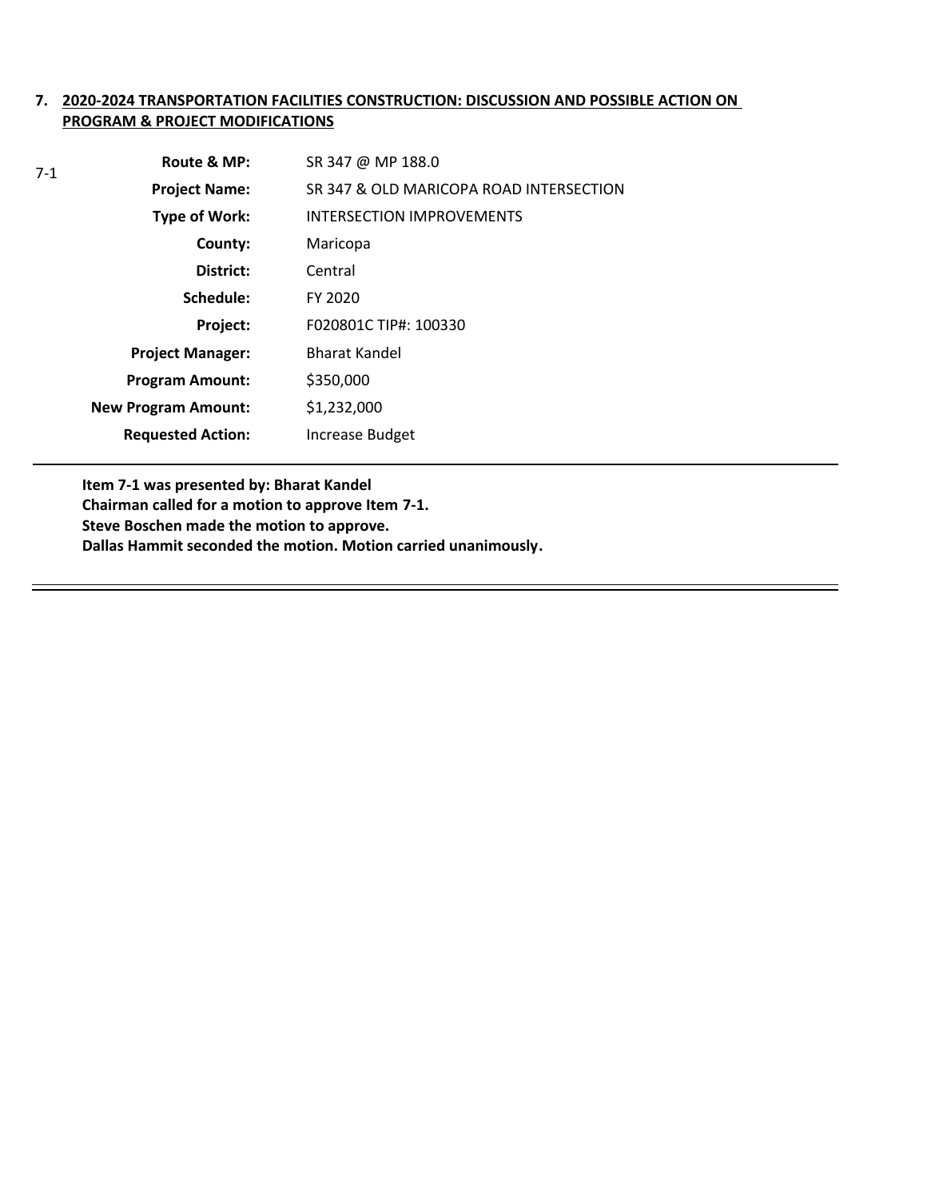**7. 2020-2024 TRANSPORTATION FACILITIES CONSTRUCTION: DISCUSSION AND POSSIBLE ACTION ON PROGRAM & PROJECT MODIFICATIONS**

7-1

| | |
|---|---|
| **Route & MP:** | SR 347 @ MP 188.0 |
| **Project Name:** | SR 347 & OLD MARICOPA ROAD INTERSECTION |
| **Type of Work:** | INTERSECTION IMPROVEMENTS |
| **County:** | Maricopa |
| **District:** | Central |
| **Schedule:** | FY 2020 |
| **Project:** | F020801C TIP#: 100330 |
| **Project Manager:** | Bharat Kandel |
| **Program Amount:** | $350,000 |
| **New Program Amount:** | $1,232,000 |
| **Requested Action:** | Increase Budget |

---

**Item 7-1 was presented by: Bharat Kandel**
**Chairman called for a motion to approve Item 7-1.**
**Steve Boschen made the motion to approve.**
**Dallas Hammit seconded the motion. Motion carried unanimously.**

---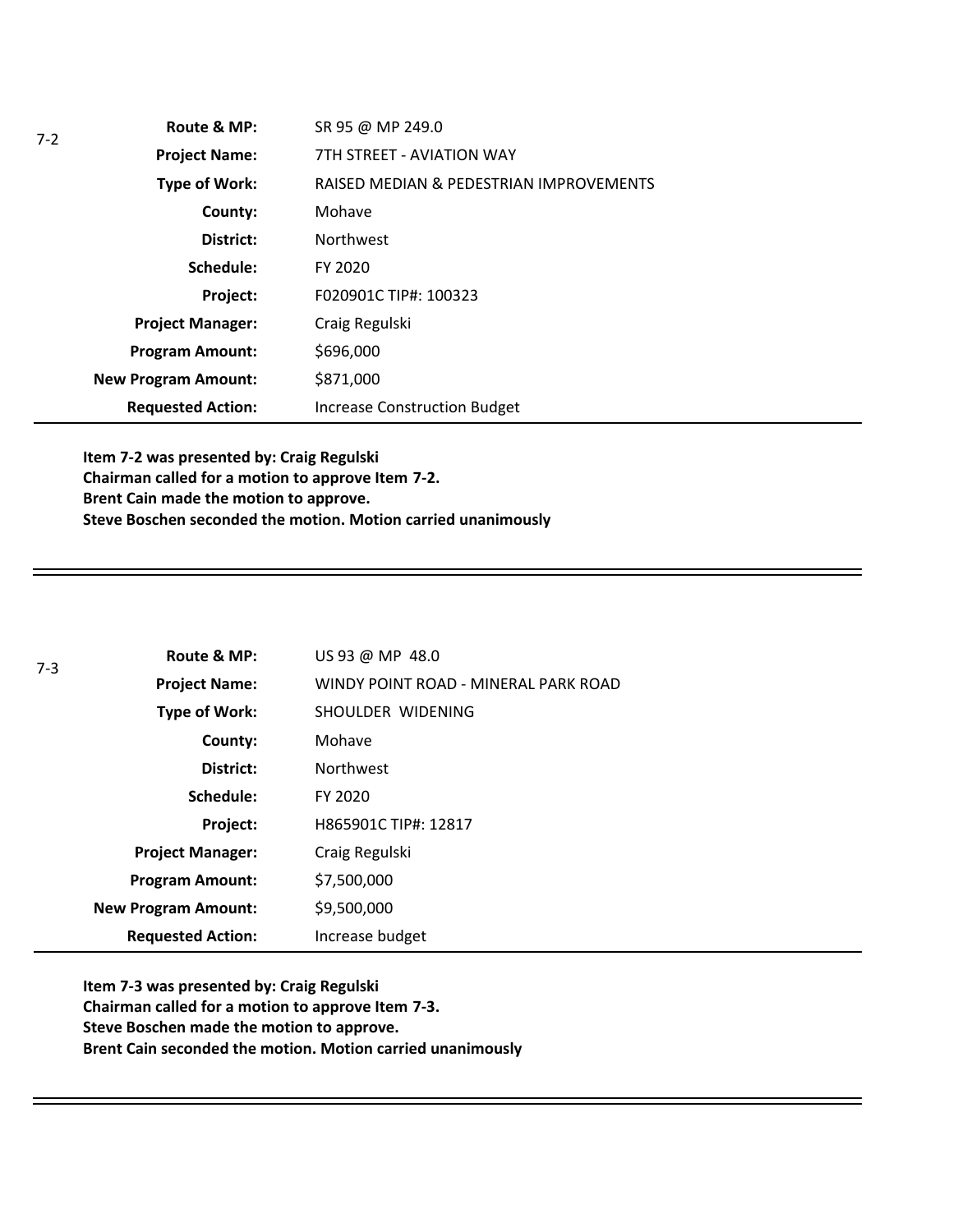7-2

| | |
|---|---|
| **Route & MP:** | SR 95 @ MP 249.0 |
| **Project Name:** | 7TH STREET - AVIATION WAY |
| **Type of Work:** | RAISED MEDIAN & PEDESTRIAN IMPROVEMENTS |
| **County:** | Mohave |
| **District:** | Northwest |
| **Schedule:** | FY 2020 |
| **Project:** | F020901C TIP#: 100323 |
| **Project Manager:** | Craig Regulski |
| **Program Amount:** | $696,000 |
| **New Program Amount:** | $871,000 |
| **Requested Action:** | Increase Construction Budget |

**Item 7-2 was presented by: Craig Regulski**
**Chairman called for a motion to approve Item 7-2.**
**Brent Cain made the motion to approve.**
**Steve Boschen seconded the motion. Motion carried unanimously**

---

7-3

| | |
|---|---|
| **Route & MP:** | US 93 @ MP 48.0 |
| **Project Name:** | WINDY POINT ROAD - MINERAL PARK ROAD |
| **Type of Work:** | SHOULDER WIDENING |
| **County:** | Mohave |
| **District:** | Northwest |
| **Schedule:** | FY 2020 |
| **Project:** | H865901C TIP#: 12817 |
| **Project Manager:** | Craig Regulski |
| **Program Amount:** | $7,500,000 |
| **New Program Amount:** | $9,500,000 |
| **Requested Action:** | Increase budget |

**Item 7-3 was presented by: Craig Regulski**
**Chairman called for a motion to approve Item 7-3.**
**Steve Boschen made the motion to approve.**
**Brent Cain seconded the motion. Motion carried unanimously**

---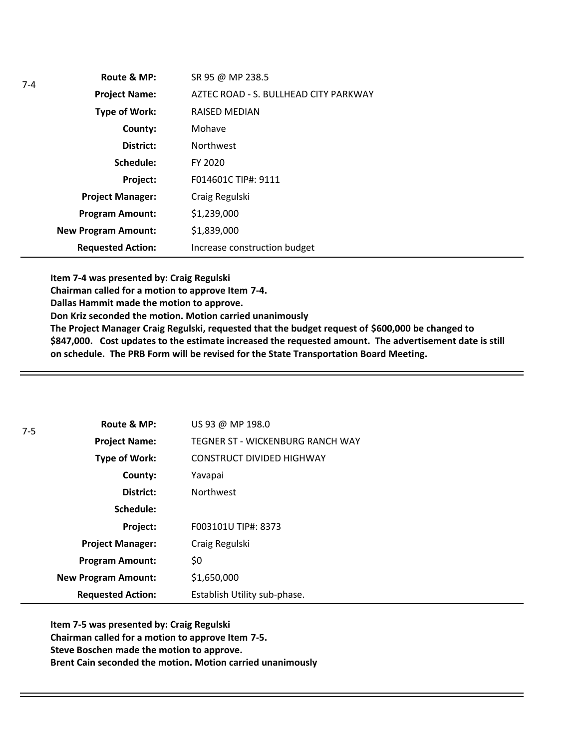7-4

| | |
|---|---|
| **Route & MP:** | SR 95 @ MP 238.5 |
| **Project Name:** | AZTEC ROAD - S. BULLHEAD CITY PARKWAY |
| **Type of Work:** | RAISED MEDIAN |
| **County:** | Mohave |
| **District:** | Northwest |
| **Schedule:** | FY 2020 |
| **Project:** | F014601C TIP#: 9111 |
| **Project Manager:** | Craig Regulski |
| **Program Amount:** | $1,239,000 |
| **New Program Amount:** | $1,839,000 |
| **Requested Action:** | Increase construction budget |

**Item 7-4 was presented by: Craig Regulski**
**Chairman called for a motion to approve Item 7-4.**
**Dallas Hammit made the motion to approve.**
**Don Kriz seconded the motion. Motion carried unanimously**
**The Project Manager Craig Regulski, requested that the budget request of $600,000 be changed to $847,000. Cost updates to the estimate increased the requested amount. The advertisement date is still on schedule. The PRB Form will be revised for the State Transportation Board Meeting.**

---

7-5

| | |
|---|---|
| **Route & MP:** | US 93 @ MP 198.0 |
| **Project Name:** | TEGNER ST - WICKENBURG RANCH WAY |
| **Type of Work:** | CONSTRUCT DIVIDED HIGHWAY |
| **County:** | Yavapai |
| **District:** | Northwest |
| **Schedule:** | |
| **Project:** | F003101U TIP#: 8373 |
| **Project Manager:** | Craig Regulski |
| **Program Amount:** | $0 |
| **New Program Amount:** | $1,650,000 |
| **Requested Action:** | Establish Utility sub-phase. |

**Item 7-5 was presented by: Craig Regulski**
**Chairman called for a motion to approve Item 7-5.**
**Steve Boschen made the motion to approve.**
**Brent Cain seconded the motion. Motion carried unanimously**

---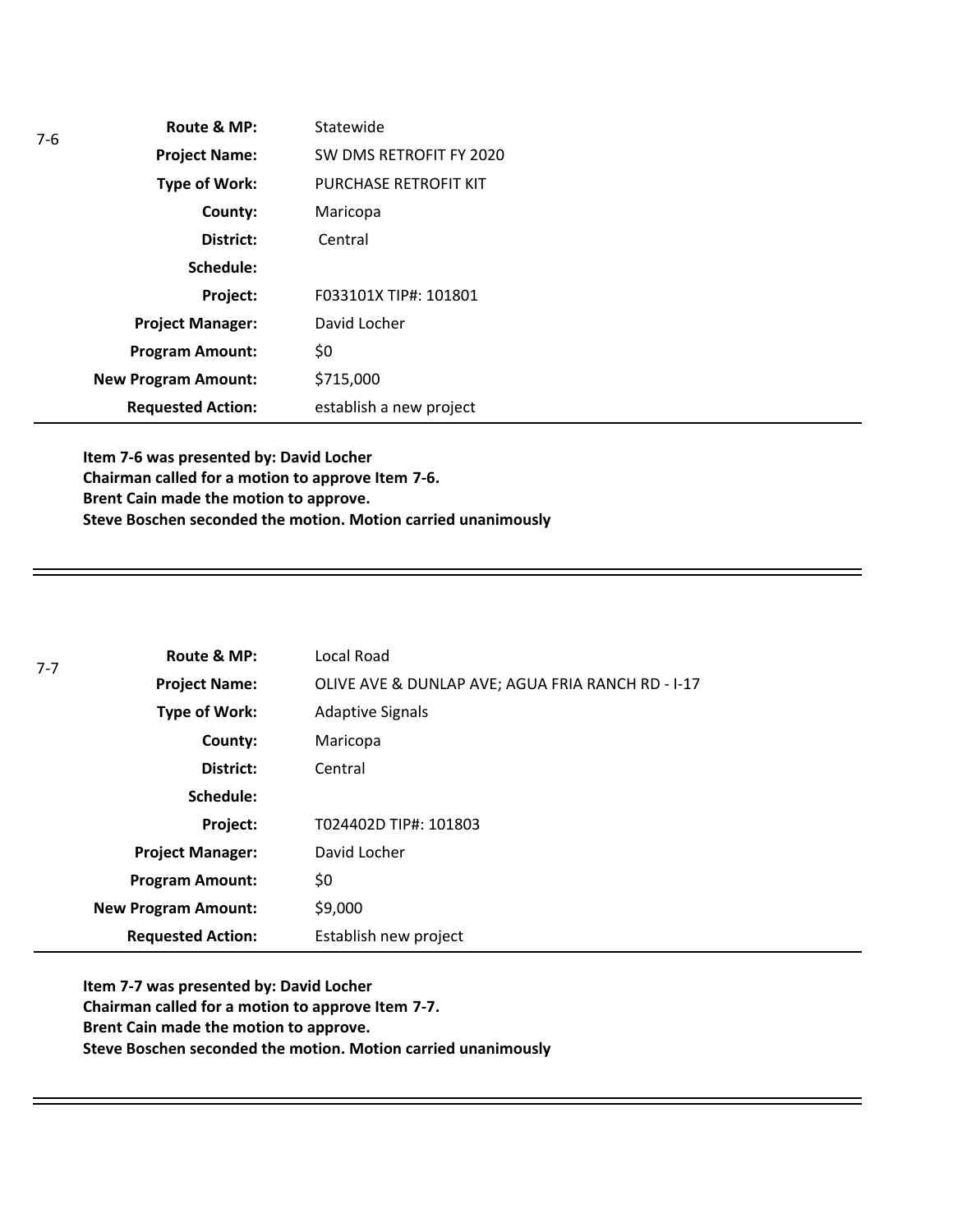7-6

| | |
|---|---|
| **Route & MP:** | Statewide |
| **Project Name:** | SW DMS RETROFIT FY 2020 |
| **Type of Work:** | PURCHASE RETROFIT KIT |
| **County:** | Maricopa |
| **District:** | Central |
| **Schedule:** | |
| **Project:** | F033101X TIP#: 101801 |
| **Project Manager:** | David Locher |
| **Program Amount:** | $0 |
| **New Program Amount:** | $715,000 |
| **Requested Action:** | establish a new project |

**Item 7-6 was presented by: David Locher**
**Chairman called for a motion to approve Item 7-6.**
**Brent Cain made the motion to approve.**
**Steve Boschen seconded the motion. Motion carried unanimously**

---

7-7

| | |
|---|---|
| **Route & MP:** | Local Road |
| **Project Name:** | OLIVE AVE & DUNLAP AVE; AGUA FRIA RANCH RD - I-17 |
| **Type of Work:** | Adaptive Signals |
| **County:** | Maricopa |
| **District:** | Central |
| **Schedule:** | |
| **Project:** | T024402D TIP#: 101803 |
| **Project Manager:** | David Locher |
| **Program Amount:** | $0 |
| **New Program Amount:** | $9,000 |
| **Requested Action:** | Establish new project |

**Item 7-7 was presented by: David Locher**
**Chairman called for a motion to approve Item 7-7.**
**Brent Cain made the motion to approve.**
**Steve Boschen seconded the motion. Motion carried unanimously**

---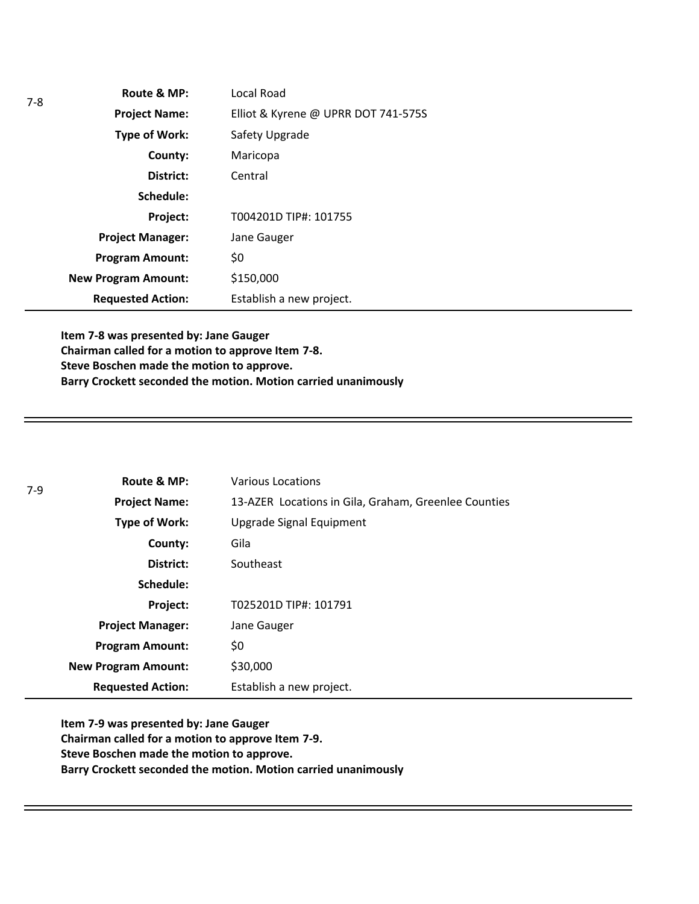7-8

| | |
|---|---|
| **Route & MP:** | Local Road |
| **Project Name:** | Elliot & Kyrene @ UPRR DOT 741-575S |
| **Type of Work:** | Safety Upgrade |
| **County:** | Maricopa |
| **District:** | Central |
| **Schedule:** | |
| **Project:** | T004201D TIP#: 101755 |
| **Project Manager:** | Jane Gauger |
| **Program Amount:** | $0 |
| **New Program Amount:** | $150,000 |
| **Requested Action:** | Establish a new project. |

**Item 7-8 was presented by: Jane Gauger**
**Chairman called for a motion to approve Item 7-8.**
**Steve Boschen made the motion to approve.**
**Barry Crockett seconded the motion. Motion carried unanimously**

---

7-9

| | |
|---|---|
| **Route & MP:** | Various Locations |
| **Project Name:** | 13-AZER Locations in Gila, Graham, Greenlee Counties |
| **Type of Work:** | Upgrade Signal Equipment |
| **County:** | Gila |
| **District:** | Southeast |
| **Schedule:** | |
| **Project:** | T025201D TIP#: 101791 |
| **Project Manager:** | Jane Gauger |
| **Program Amount:** | $0 |
| **New Program Amount:** | $30,000 |
| **Requested Action:** | Establish a new project. |

**Item 7-9 was presented by: Jane Gauger**
**Chairman called for a motion to approve Item 7-9.**
**Steve Boschen made the motion to approve.**
**Barry Crockett seconded the motion. Motion carried unanimously**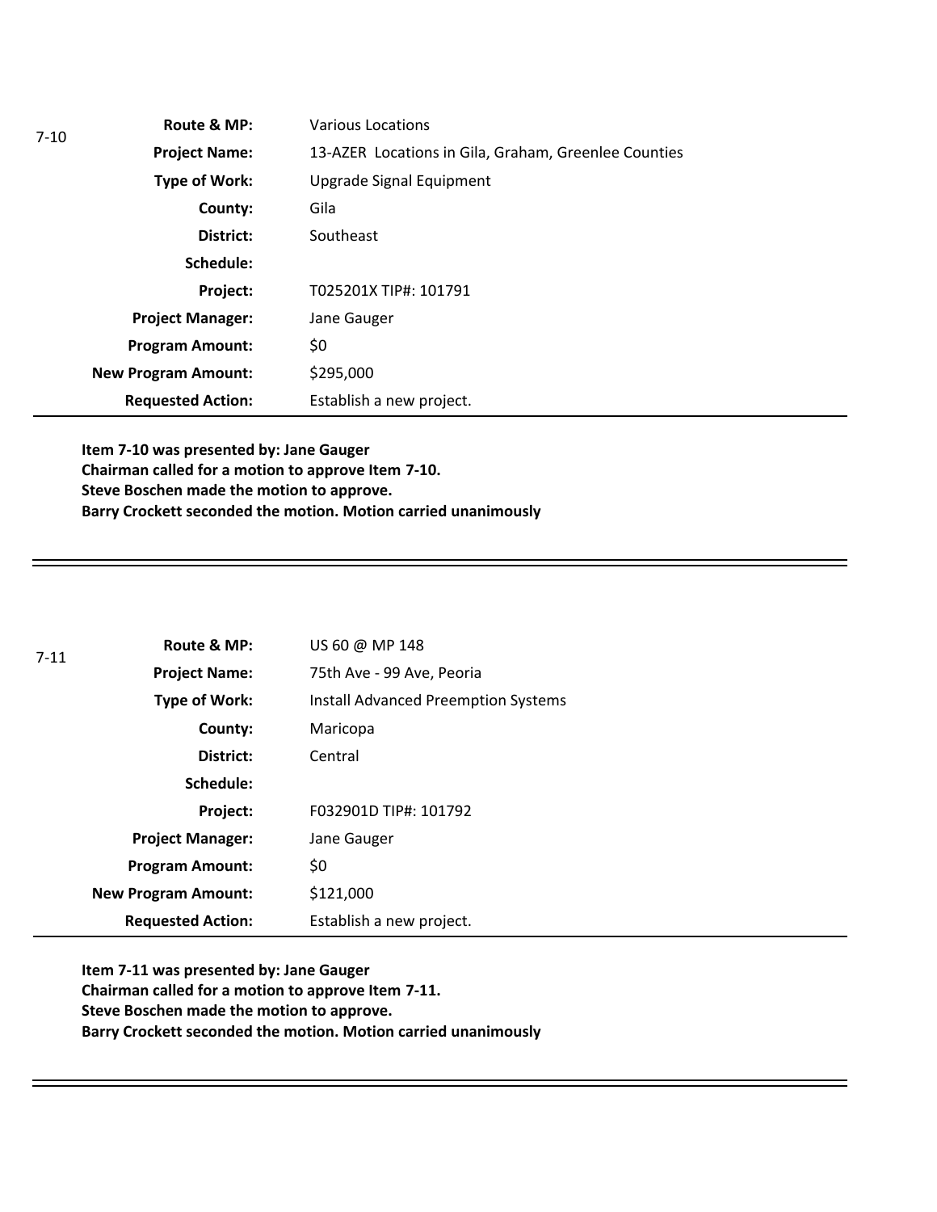7-10

| | |
|---|---|
| **Route & MP:** | Various Locations |
| **Project Name:** | 13-AZER Locations in Gila, Graham, Greenlee Counties |
| **Type of Work:** | Upgrade Signal Equipment |
| **County:** | Gila |
| **District:** | Southeast |
| **Schedule:** | |
| **Project:** | T025201X TIP#: 101791 |
| **Project Manager:** | Jane Gauger |
| **Program Amount:** | $0 |
| **New Program Amount:** | $295,000 |
| **Requested Action:** | Establish a new project. |

**Item 7-10 was presented by: Jane Gauger**
**Chairman called for a motion to approve Item 7-10.**
**Steve Boschen made the motion to approve.**
**Barry Crockett seconded the motion. Motion carried unanimously**

---

7-11

| | |
|---|---|
| **Route & MP:** | US 60 @ MP 148 |
| **Project Name:** | 75th Ave - 99 Ave, Peoria |
| **Type of Work:** | Install Advanced Preemption Systems |
| **County:** | Maricopa |
| **District:** | Central |
| **Schedule:** | |
| **Project:** | F032901D TIP#: 101792 |
| **Project Manager:** | Jane Gauger |
| **Program Amount:** | $0 |
| **New Program Amount:** | $121,000 |
| **Requested Action:** | Establish a new project. |

**Item 7-11 was presented by: Jane Gauger**
**Chairman called for a motion to approve Item 7-11.**
**Steve Boschen made the motion to approve.**
**Barry Crockett seconded the motion. Motion carried unanimously**

---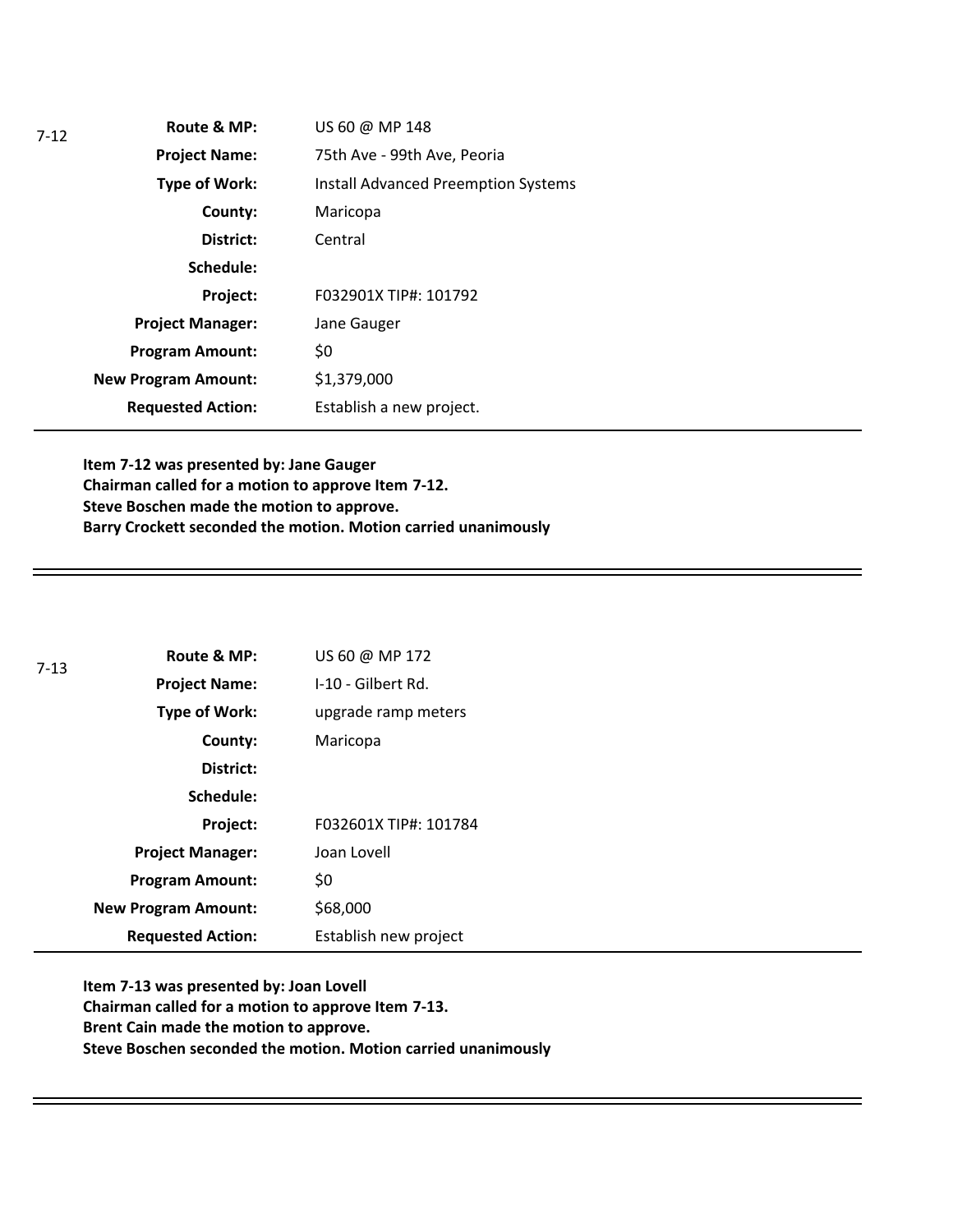7-12

| | |
|---|---|
| **Route & MP:** | US 60 @ MP 148 |
| **Project Name:** | 75th Ave - 99th Ave, Peoria |
| **Type of Work:** | Install Advanced Preemption Systems |
| **County:** | Maricopa |
| **District:** | Central |
| **Schedule:** | |
| **Project:** | F032901X TIP#: 101792 |
| **Project Manager:** | Jane Gauger |
| **Program Amount:** | $0 |
| **New Program Amount:** | $1,379,000 |
| **Requested Action:** | Establish a new project. |

**Item 7-12 was presented by: Jane Gauger**
**Chairman called for a motion to approve Item 7-12.**
**Steve Boschen made the motion to approve.**
**Barry Crockett seconded the motion. Motion carried unanimously**

---

7-13

| | |
|---|---|
| **Route & MP:** | US 60 @ MP 172 |
| **Project Name:** | I-10 - Gilbert Rd. |
| **Type of Work:** | upgrade ramp meters |
| **County:** | Maricopa |
| **District:** | |
| **Schedule:** | |
| **Project:** | F032601X TIP#: 101784 |
| **Project Manager:** | Joan Lovell |
| **Program Amount:** | $0 |
| **New Program Amount:** | $68,000 |
| **Requested Action:** | Establish new project |

**Item 7-13 was presented by: Joan Lovell**
**Chairman called for a motion to approve Item 7-13.**
**Brent Cain made the motion to approve.**
**Steve Boschen seconded the motion. Motion carried unanimously**

---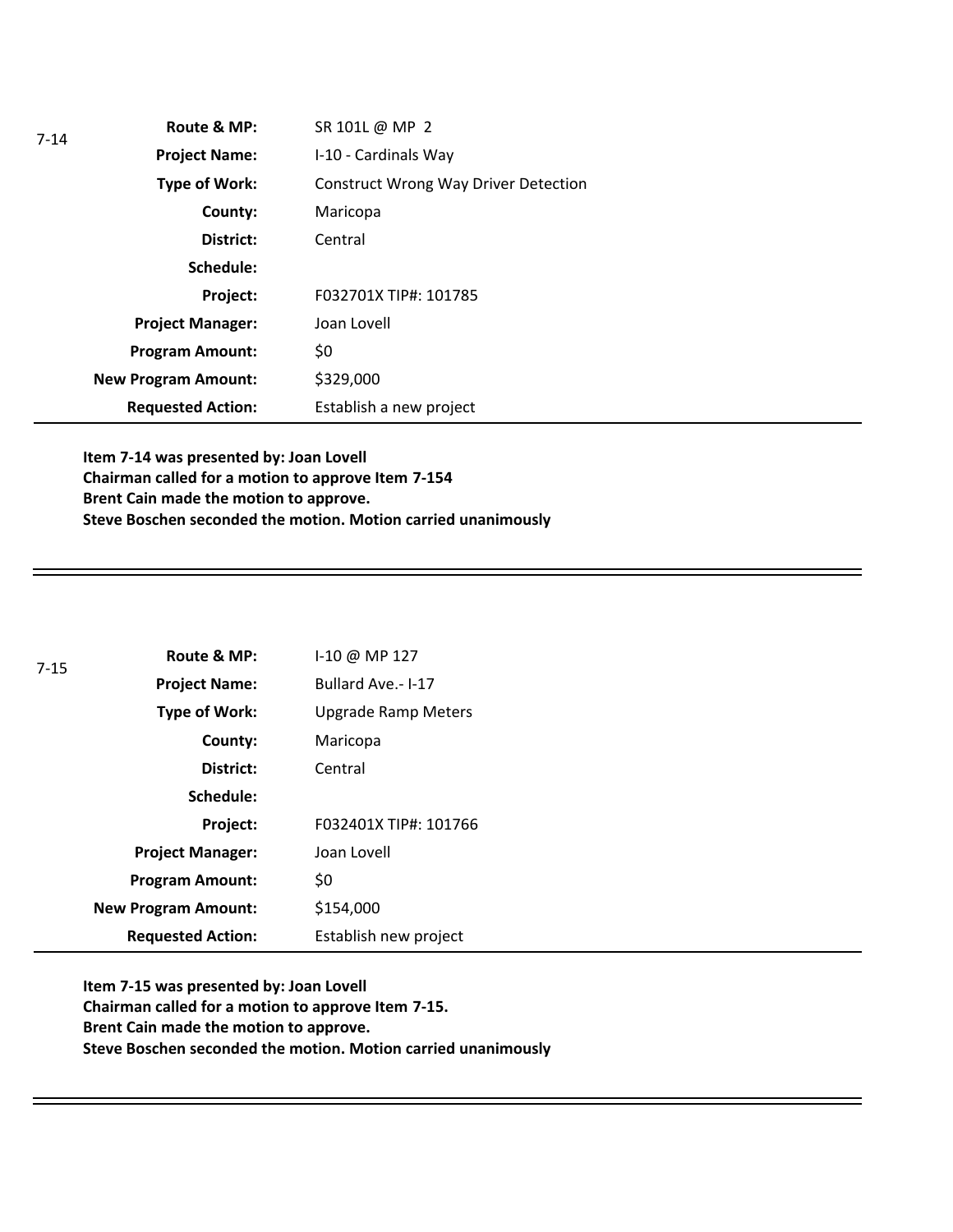7-14

| | |
|---|---|
| **Route & MP:** | SR 101L @ MP 2 |
| **Project Name:** | I-10 - Cardinals Way |
| **Type of Work:** | Construct Wrong Way Driver Detection |
| **County:** | Maricopa |
| **District:** | Central |
| **Schedule:** | |
| **Project:** | F032701X TIP#: 101785 |
| **Project Manager:** | Joan Lovell |
| **Program Amount:** | $0 |
| **New Program Amount:** | $329,000 |
| **Requested Action:** | Establish a new project |

**Item 7-14 was presented by: Joan Lovell**
**Chairman called for a motion to approve Item 7-154**
**Brent Cain made the motion to approve.**
**Steve Boschen seconded the motion. Motion carried unanimously**

---

7-15

| | |
|---|---|
| **Route & MP:** | I-10 @ MP 127 |
| **Project Name:** | Bullard Ave.- I-17 |
| **Type of Work:** | Upgrade Ramp Meters |
| **County:** | Maricopa |
| **District:** | Central |
| **Schedule:** | |
| **Project:** | F032401X TIP#: 101766 |
| **Project Manager:** | Joan Lovell |
| **Program Amount:** | $0 |
| **New Program Amount:** | $154,000 |
| **Requested Action:** | Establish new project |

**Item 7-15 was presented by: Joan Lovell**
**Chairman called for a motion to approve Item 7-15.**
**Brent Cain made the motion to approve.**
**Steve Boschen seconded the motion. Motion carried unanimously**

---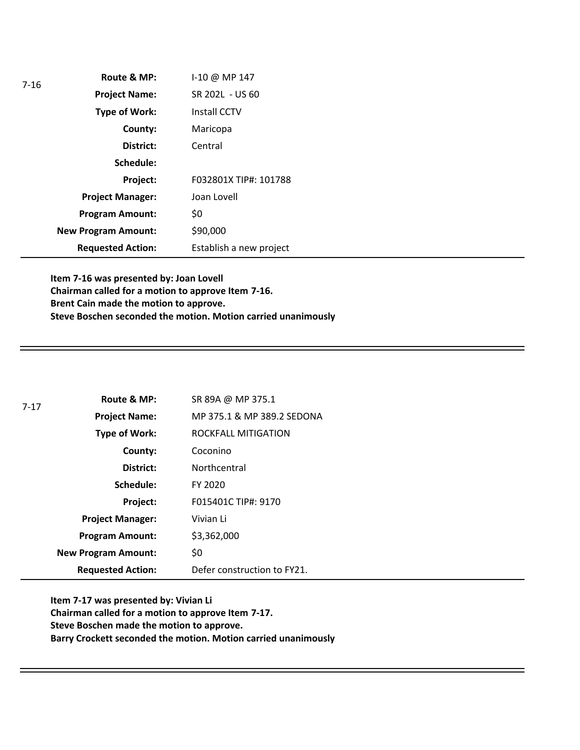7-16

| | |
|---|---|
| **Route & MP:** | I-10 @ MP 147 |
| **Project Name:** | SR 202L - US 60 |
| **Type of Work:** | Install CCTV |
| **County:** | Maricopa |
| **District:** | Central |
| **Schedule:** | |
| **Project:** | F032801X TIP#: 101788 |
| **Project Manager:** | Joan Lovell |
| **Program Amount:** | $0 |
| **New Program Amount:** | $90,000 |
| **Requested Action:** | Establish a new project |

**Item 7-16 was presented by: Joan Lovell**
**Chairman called for a motion to approve Item 7-16.**
**Brent Cain made the motion to approve.**
**Steve Boschen seconded the motion. Motion carried unanimously**

---

7-17

| | |
|---|---|
| **Route & MP:** | SR 89A @ MP 375.1 |
| **Project Name:** | MP 375.1 & MP 389.2 SEDONA |
| **Type of Work:** | ROCKFALL MITIGATION |
| **County:** | Coconino |
| **District:** | Northcentral |
| **Schedule:** | FY 2020 |
| **Project:** | F015401C TIP#: 9170 |
| **Project Manager:** | Vivian Li |
| **Program Amount:** | $3,362,000 |
| **New Program Amount:** | $0 |
| **Requested Action:** | Defer construction to FY21. |

**Item 7-17 was presented by: Vivian Li**
**Chairman called for a motion to approve Item 7-17.**
**Steve Boschen made the motion to approve.**
**Barry Crockett seconded the motion. Motion carried unanimously**

---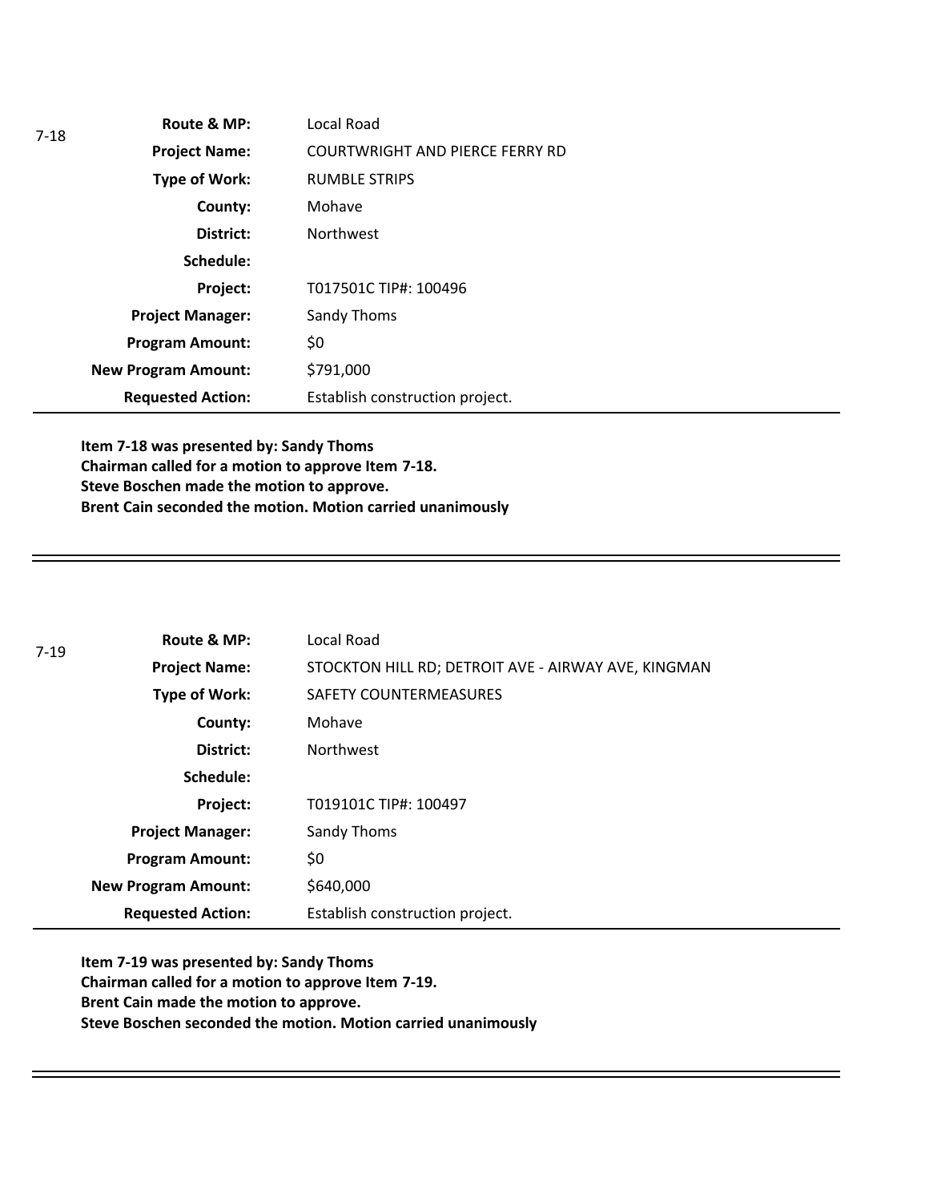7-18

| | |
|---|---|
| **Route & MP:** | Local Road |
| **Project Name:** | COURTWRIGHT AND PIERCE FERRY RD |
| **Type of Work:** | RUMBLE STRIPS |
| **County:** | Mohave |
| **District:** | Northwest |
| **Schedule:** | |
| **Project:** | T017501C TIP#: 100496 |
| **Project Manager:** | Sandy Thoms |
| **Program Amount:** | $0 |
| **New Program Amount:** | $791,000 |
| **Requested Action:** | Establish construction project. |

**Item 7-18 was presented by: Sandy Thoms**
**Chairman called for a motion to approve Item 7-18.**
**Steve Boschen made the motion to approve.**
**Brent Cain seconded the motion. Motion carried unanimously**

---

7-19

| | |
|---|---|
| **Route & MP:** | Local Road |
| **Project Name:** | STOCKTON HILL RD; DETROIT AVE - AIRWAY AVE, KINGMAN |
| **Type of Work:** | SAFETY COUNTERMEASURES |
| **County:** | Mohave |
| **District:** | Northwest |
| **Schedule:** | |
| **Project:** | T019101C TIP#: 100497 |
| **Project Manager:** | Sandy Thoms |
| **Program Amount:** | $0 |
| **New Program Amount:** | $640,000 |
| **Requested Action:** | Establish construction project. |

**Item 7-19 was presented by: Sandy Thoms**
**Chairman called for a motion to approve Item 7-19.**
**Brent Cain made the motion to approve.**
**Steve Boschen seconded the motion. Motion carried unanimously**

---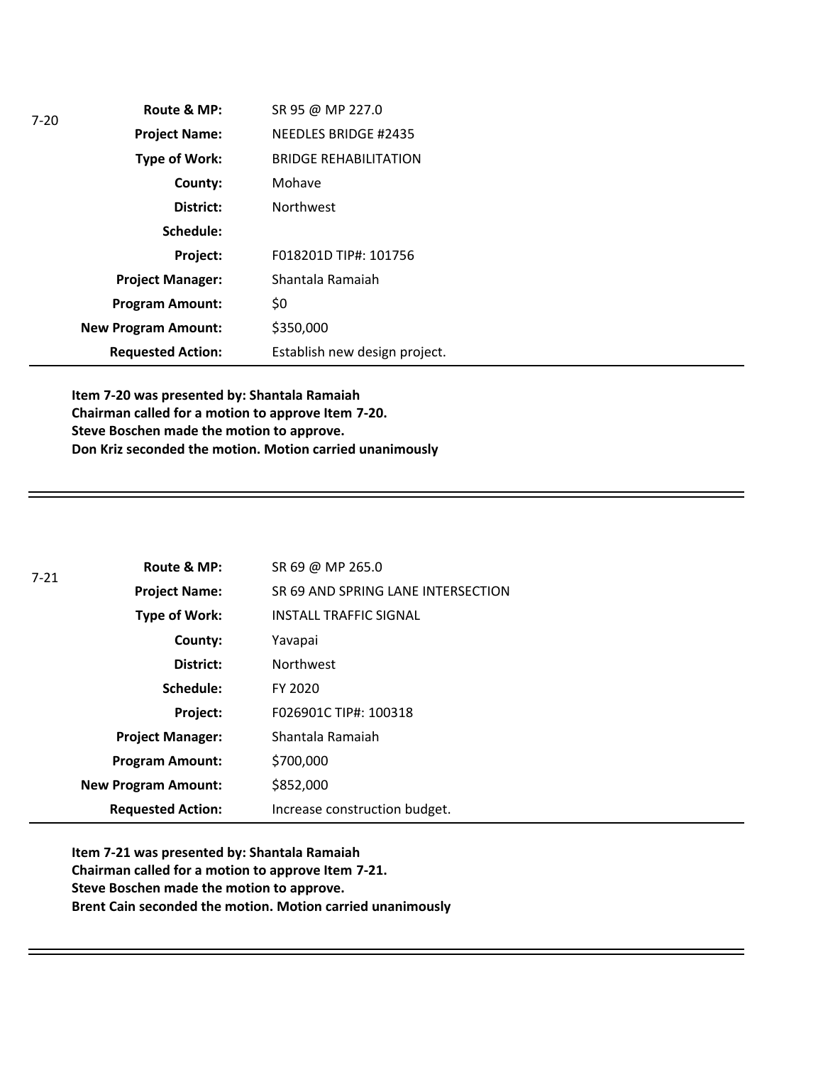| 7-20 | | |
|---|---|---|
| | **Route & MP:** | SR 95 @ MP 227.0 |
| | **Project Name:** | NEEDLES BRIDGE #2435 |
| | **Type of Work:** | BRIDGE REHABILITATION |
| | **County:** | Mohave |
| | **District:** | Northwest |
| | **Schedule:** | |
| | **Project:** | F018201D TIP#: 101756 |
| | **Project Manager:** | Shantala Ramaiah |
| | **Program Amount:** | $0 |
| | **New Program Amount:** | $350,000 |
| | **Requested Action:** | Establish new design project. |

**Item 7-20 was presented by: Shantala Ramaiah**
**Chairman called for a motion to approve Item 7-20.**
**Steve Boschen made the motion to approve.**
**Don Kriz seconded the motion. Motion carried unanimously**

---

| 7-21 | | |
|---|---|---|
| | **Route & MP:** | SR 69 @ MP 265.0 |
| | **Project Name:** | SR 69 AND SPRING LANE INTERSECTION |
| | **Type of Work:** | INSTALL TRAFFIC SIGNAL |
| | **County:** | Yavapai |
| | **District:** | Northwest |
| | **Schedule:** | FY 2020 |
| | **Project:** | F026901C TIP#: 100318 |
| | **Project Manager:** | Shantala Ramaiah |
| | **Program Amount:** | $700,000 |
| | **New Program Amount:** | $852,000 |
| | **Requested Action:** | Increase construction budget. |

**Item 7-21 was presented by: Shantala Ramaiah**
**Chairman called for a motion to approve Item 7-21.**
**Steve Boschen made the motion to approve.**
**Brent Cain seconded the motion. Motion carried unanimously**

---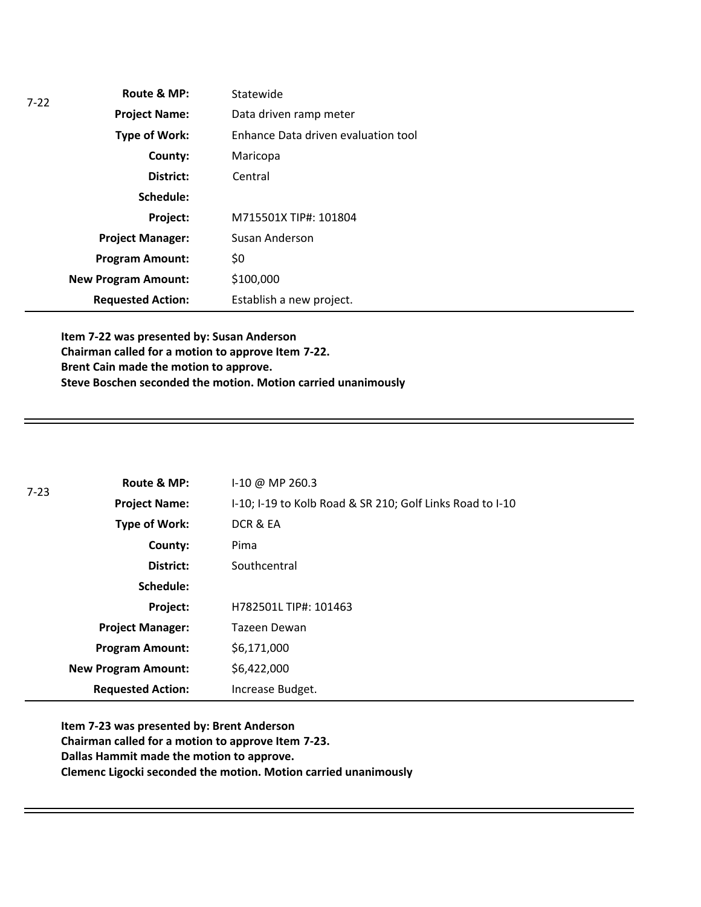7-22

| | |
|---|---|
| **Route & MP:** | Statewide |
| **Project Name:** | Data driven ramp meter |
| **Type of Work:** | Enhance Data driven evaluation tool |
| **County:** | Maricopa |
| **District:** | Central |
| **Schedule:** | |
| **Project:** | M715501X TIP#: 101804 |
| **Project Manager:** | Susan Anderson |
| **Program Amount:** | $0 |
| **New Program Amount:** | $100,000 |
| **Requested Action:** | Establish a new project. |

**Item 7-22 was presented by: Susan Anderson**
**Chairman called for a motion to approve Item 7-22.**
**Brent Cain made the motion to approve.**
**Steve Boschen seconded the motion. Motion carried unanimously**

---

7-23

| | |
|---|---|
| **Route & MP:** | I-10 @ MP 260.3 |
| **Project Name:** | I-10; I-19 to Kolb Road & SR 210; Golf Links Road to I-10 |
| **Type of Work:** | DCR & EA |
| **County:** | Pima |
| **District:** | Southcentral |
| **Schedule:** | |
| **Project:** | H782501L TIP#: 101463 |
| **Project Manager:** | Tazeen Dewan |
| **Program Amount:** | $6,171,000 |
| **New Program Amount:** | $6,422,000 |
| **Requested Action:** | Increase Budget. |

**Item 7-23 was presented by: Brent Anderson**
**Chairman called for a motion to approve Item 7-23.**
**Dallas Hammit made the motion to approve.**
**Clemenc Ligocki seconded the motion. Motion carried unanimously**

---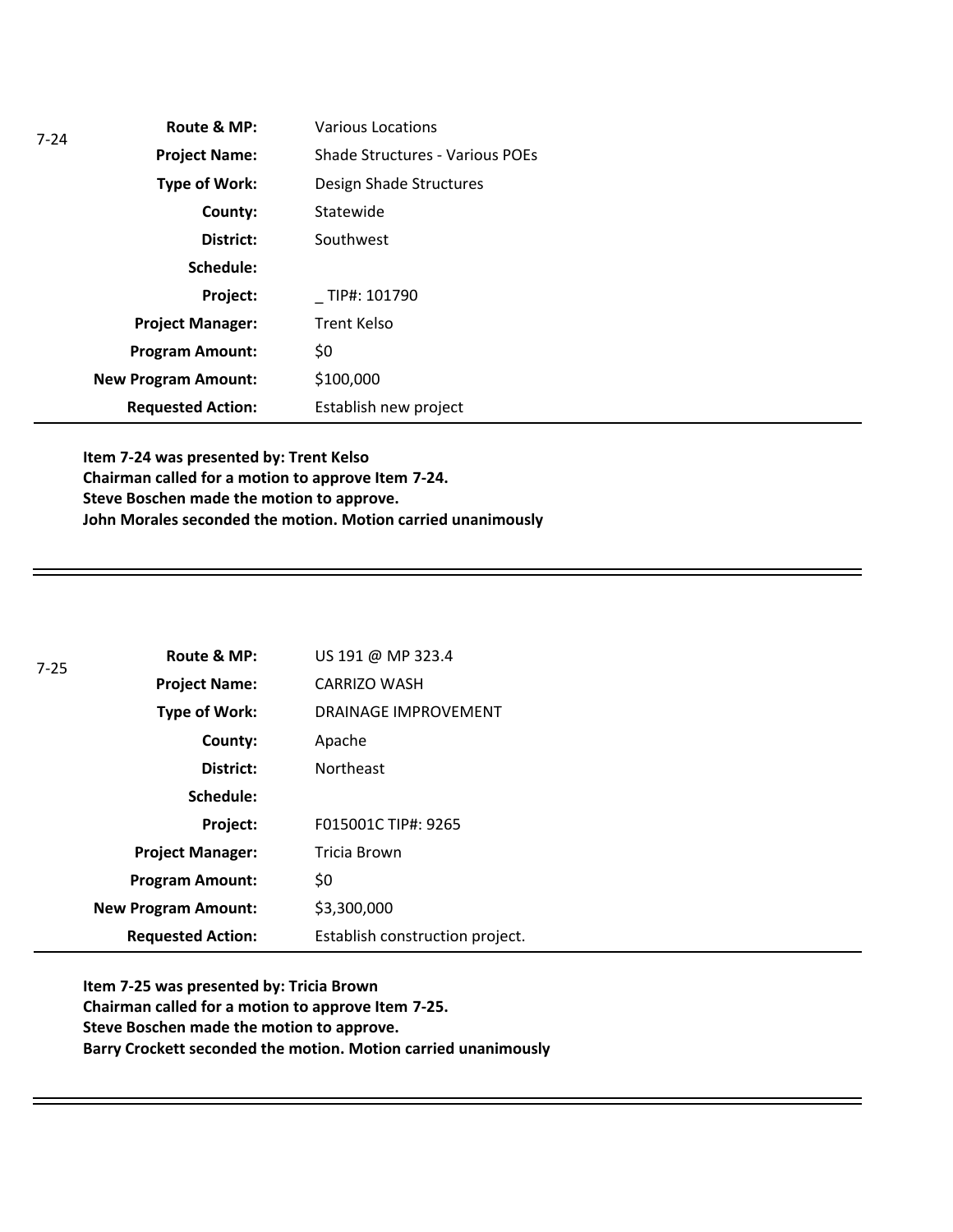7-24

| | |
|---|---|
| **Route & MP:** | Various Locations |
| **Project Name:** | Shade Structures - Various POEs |
| **Type of Work:** | Design Shade Structures |
| **County:** | Statewide |
| **District:** | Southwest |
| **Schedule:** | |
| **Project:** | _ TIP#: 101790 |
| **Project Manager:** | Trent Kelso |
| **Program Amount:** | $0 |
| **New Program Amount:** | $100,000 |
| **Requested Action:** | Establish new project |

**Item 7-24 was presented by: Trent Kelso**
**Chairman called for a motion to approve Item 7-24.**
**Steve Boschen made the motion to approve.**
**John Morales seconded the motion. Motion carried unanimously**

---

7-25

| | |
|---|---|
| **Route & MP:** | US 191 @ MP 323.4 |
| **Project Name:** | CARRIZO WASH |
| **Type of Work:** | DRAINAGE IMPROVEMENT |
| **County:** | Apache |
| **District:** | Northeast |
| **Schedule:** | |
| **Project:** | F015001C TIP#: 9265 |
| **Project Manager:** | Tricia Brown |
| **Program Amount:** | $0 |
| **New Program Amount:** | $3,300,000 |
| **Requested Action:** | Establish construction project. |

**Item 7-25 was presented by: Tricia Brown**
**Chairman called for a motion to approve Item 7-25.**
**Steve Boschen made the motion to approve.**
**Barry Crockett seconded the motion. Motion carried unanimously**

---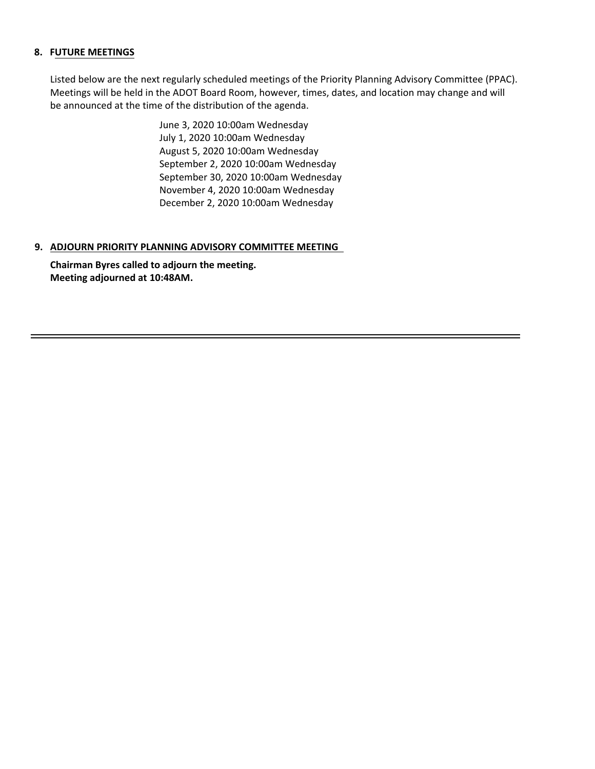## 8. FUTURE MEETINGS

Listed below are the next regularly scheduled meetings of the Priority Planning Advisory Committee (PPAC). Meetings will be held in the ADOT Board Room, however, times, dates, and location may change and will be announced at the time of the distribution of the agenda.

June 3, 2020 10:00am Wednesday
July 1, 2020 10:00am Wednesday
August 5, 2020 10:00am Wednesday
September 2, 2020 10:00am Wednesday
September 30, 2020 10:00am Wednesday
November 4, 2020 10:00am Wednesday
December 2, 2020 10:00am Wednesday

## 9. ADJOURN PRIORITY PLANNING ADVISORY COMMITTEE MEETING

**Chairman Byres called to adjourn the meeting.**
**Meeting adjourned at 10:48AM.**